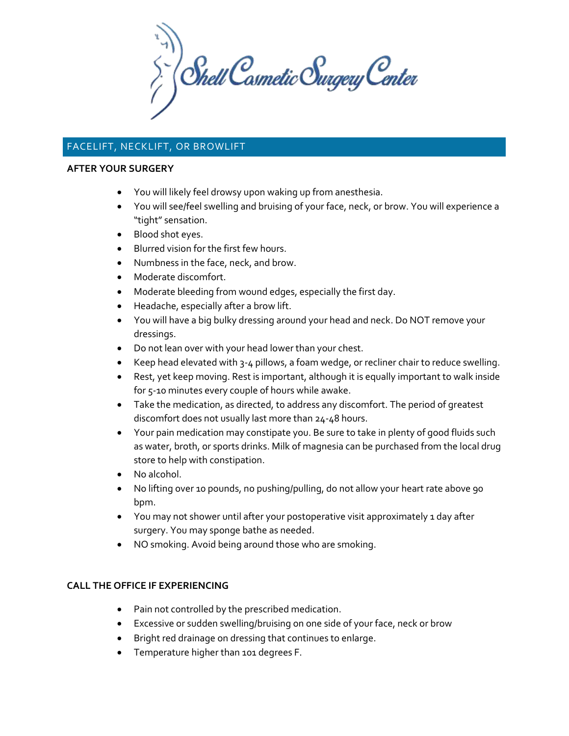Shell Cosmetic Surgery Center

# FACELIFT, NECKLIFT, OR BROWLIFT

**AFTER YOUR SURGERY**

- You will likely feel drowsy upon waking up from anesthesia.
- You will see/feel swelling and bruising of your face, neck, or brow. You will experience a "tight" sensation.
- Blood shot eyes.
- Blurred vision for the first few hours.
- Numbness in the face, neck, and brow.
- Moderate discomfort.
- Moderate bleeding from wound edges, especially the first day.
- Headache, especially after a brow lift.
- You will have a big bulky dressing around your head and neck. Do NOT remove your dressings.
- Do not lean over with your head lower than your chest.
- Keep head elevated with 3-4 pillows, a foam wedge, or recliner chair to reduce swelling.
- Rest, yet keep moving. Rest is important, although it is equally important to walk inside for 5-10 minutes every couple of hours while awake.
- Take the medication, as directed, to address any discomfort. The period of greatest discomfort does not usually last more than 24-48 hours.
- Your pain medication may constipate you. Be sure to take in plenty of good fluids such as water, broth, or sports drinks. Milk of magnesia can be purchased from the local drug store to help with constipation.
- No alcohol.
- No lifting over 10 pounds, no pushing/pulling, do not allow your heart rate above 90 bpm.
- You may not shower until after your postoperative visit approximately 1 day after surgery. You may sponge bathe as needed.
- NO smoking. Avoid being around those who are smoking.

**CALL THE OFFICE IF EXPERIENCING**

- Pain not controlled by the prescribed medication.
- Excessive or sudden swelling/bruising on one side of your face, neck or brow
- Bright red drainage on dressing that continues to enlarge.
- Temperature higher than 101 degrees F.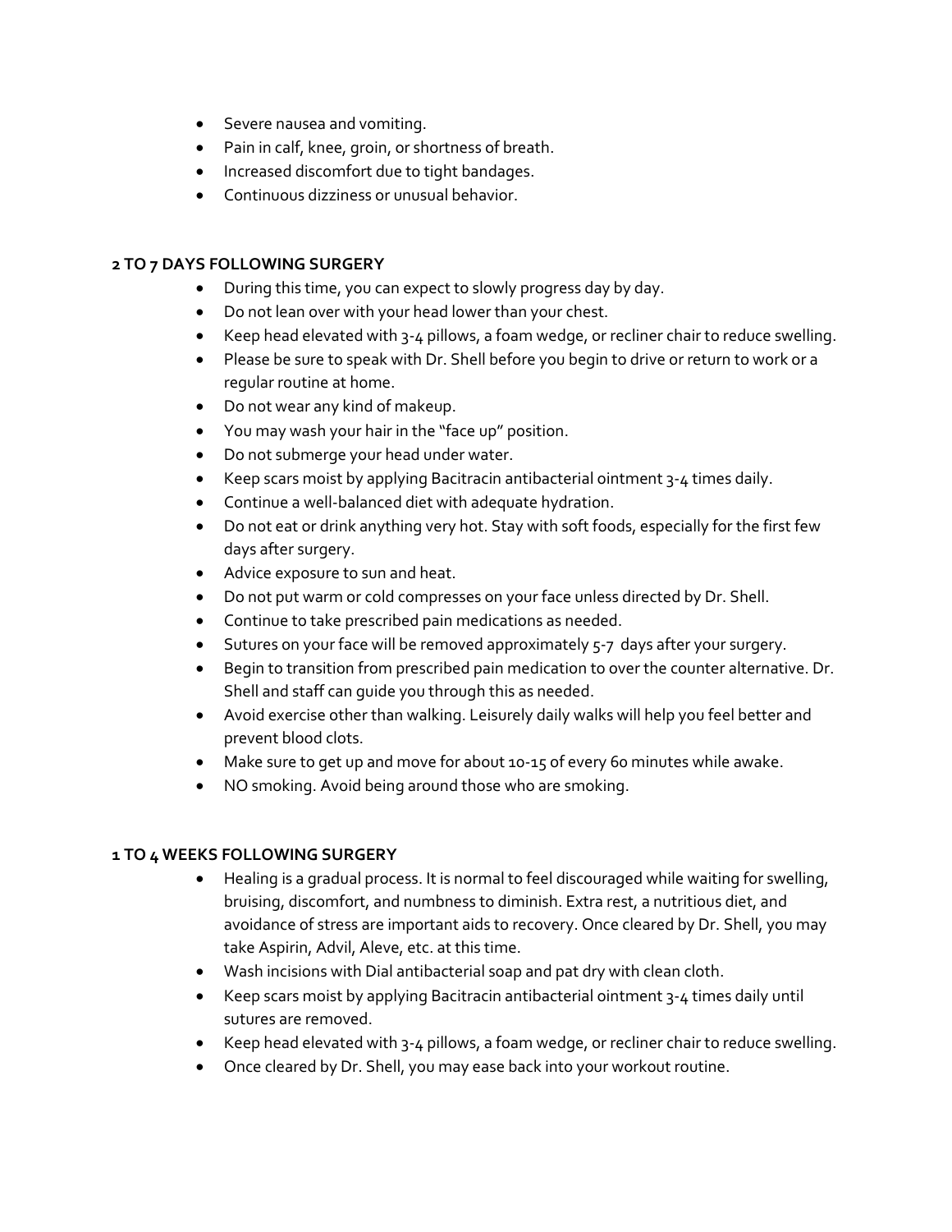- Severe nausea and vomiting.
- Pain in calf, knee, groin, or shortness of breath.
- Increased discomfort due to tight bandages.
- Continuous dizziness or unusual behavior.

**2 TO 7 DAYS FOLLOWING SURGERY**

- During this time, you can expect to slowly progress day by day.
- Do not lean over with your head lower than your chest.
- Keep head elevated with 3-4 pillows, a foam wedge, or recliner chair to reduce swelling.
- Please be sure to speak with Dr. Shell before you begin to drive or return to work or a regular routine at home.
- Do not wear any kind of makeup.
- You may wash your hair in the "face up" position.
- Do not submerge your head under water.
- Keep scars moist by applying Bacitracin antibacterial ointment 3-4 times daily.
- Continue a well-balanced diet with adequate hydration.
- Do not eat or drink anything very hot. Stay with soft foods, especially for the first few days after surgery.
- Advice exposure to sun and heat.
- Do not put warm or cold compresses on your face unless directed by Dr. Shell.
- Continue to take prescribed pain medications as needed.
- Sutures on your face will be removed approximately 5-7 days after your surgery.
- Begin to transition from prescribed pain medication to over the counter alternative. Dr. Shell and staff can guide you through this as needed.
- Avoid exercise other than walking. Leisurely daily walks will help you feel better and prevent blood clots.
- Make sure to get up and move for about 10-15 of every 60 minutes while awake.
- NO smoking. Avoid being around those who are smoking.

**1 TO 4 WEEKS FOLLOWING SURGERY**

- Healing is a gradual process. It is normal to feel discouraged while waiting for swelling, bruising, discomfort, and numbness to diminish. Extra rest, a nutritious diet, and avoidance of stress are important aids to recovery. Once cleared by Dr. Shell, you may take Aspirin, Advil, Aleve, etc. at this time.
- Wash incisions with Dial antibacterial soap and pat dry with clean cloth.
- Keep scars moist by applying Bacitracin antibacterial ointment 3-4 times daily until sutures are removed.
- Keep head elevated with 3-4 pillows, a foam wedge, or recliner chair to reduce swelling.
- Once cleared by Dr. Shell, you may ease back into your workout routine.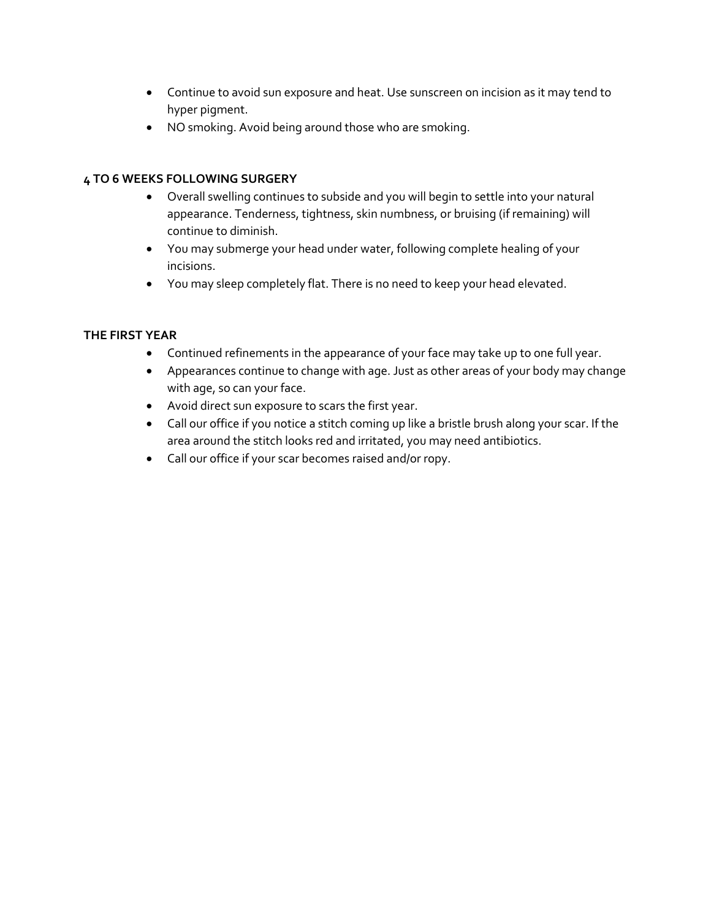- Continue to avoid sun exposure and heat. Use sunscreen on incision as it may tend to hyper pigment.
- NO smoking. Avoid being around those who are smoking.

**4 TO 6 WEEKS FOLLOWING SURGERY**

- Overall swelling continues to subside and you will begin to settle into your natural appearance. Tenderness, tightness, skin numbness, or bruising (if remaining) will continue to diminish.
- You may submerge your head under water, following complete healing of your incisions.
- You may sleep completely flat. There is no need to keep your head elevated.

**THE FIRST YEAR**

- Continued refinements in the appearance of your face may take up to one full year.
- Appearances continue to change with age. Just as other areas of your body may change with age, so can your face.
- Avoid direct sun exposure to scars the first year.
- Call our office if you notice a stitch coming up like a bristle brush along your scar. If the area around the stitch looks red and irritated, you may need antibiotics.
- Call our office if your scar becomes raised and/or ropy.